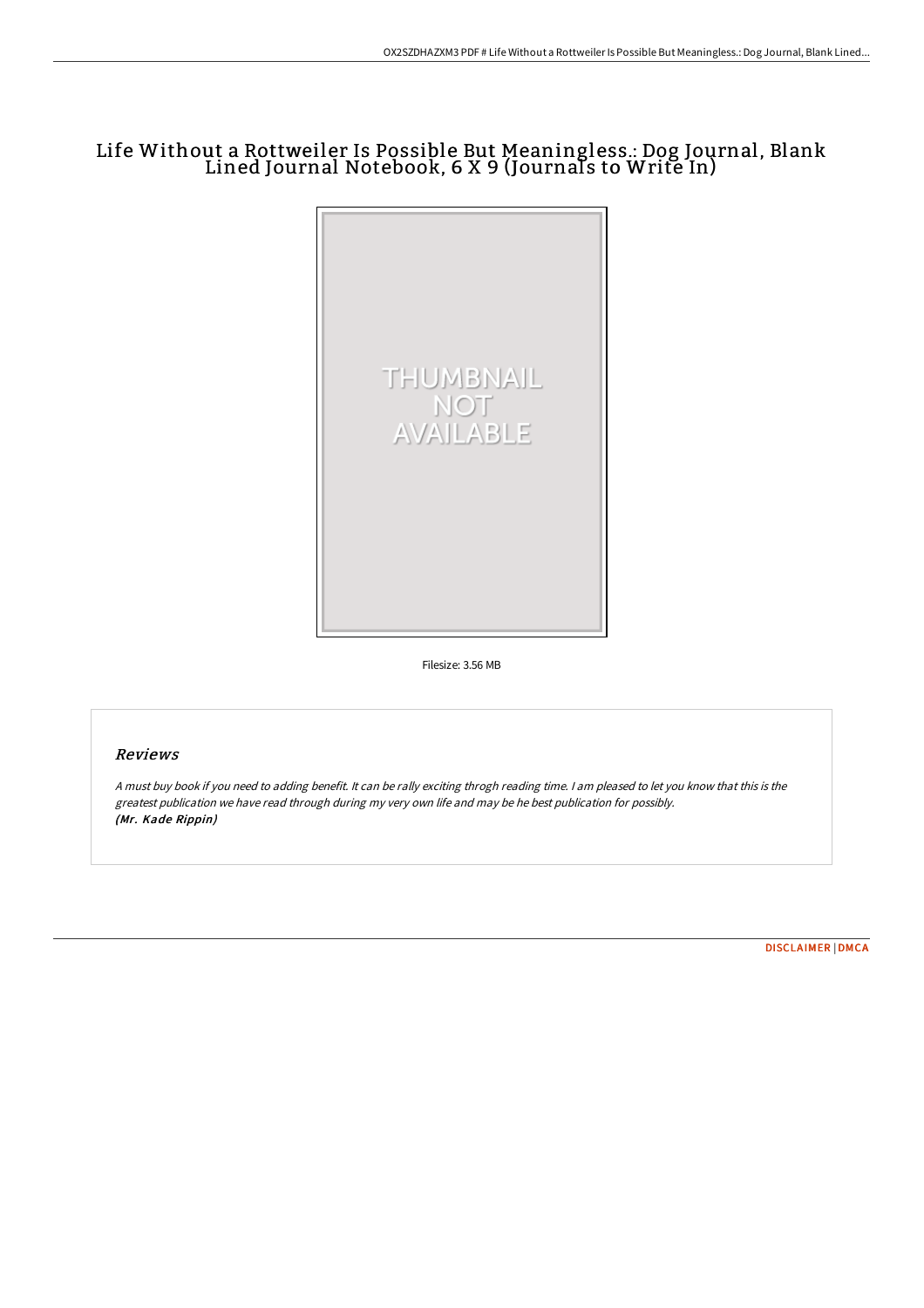# Life Without a Rottweiler Is Possible But Meaningless.: Dog Journal, Blank Lined Journal Notebook, 6 X 9 (Journals to Write In)

Filesize: 3.56 MB

## Reviews

*A must buy book if you need to adding benefit. It can be rally exciting throgh reading time. I am pleased to let you know that this is the greatest publication we have read through during my very own life and may be he best publication for possibly.*
***(Mr. Kade Rippin)***

DISCLAIMER | DMCA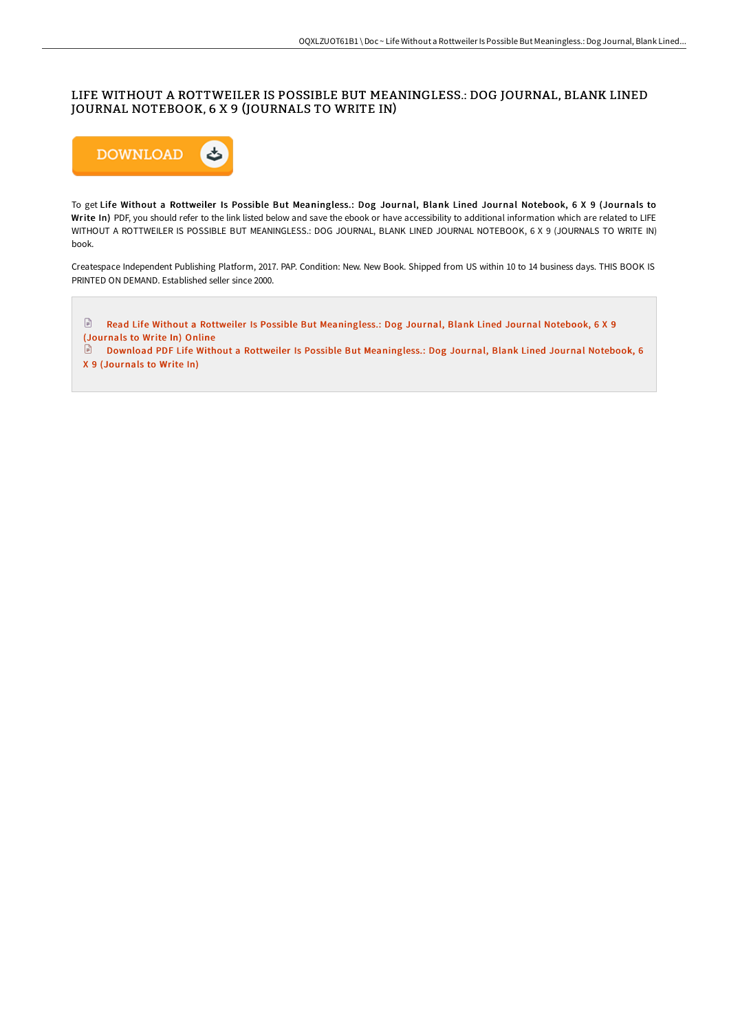# LIFE WITHOUT A ROTTWEILER IS POSSIBLE BUT MEANINGLESS.: DOG JOURNAL, BLANK LINED JOURNAL NOTEBOOK, 6 X 9 (JOURNALS TO WRITE IN)

DOWNLOAD

To get **Life Without a Rottweiler Is Possible But Meaningless.: Dog Journal, Blank Lined Journal Notebook, 6 X 9 (Journals to Write In)** PDF, you should refer to the link listed below and save the ebook or have accessibility to additional information which are related to LIFE WITHOUT A ROTTWEILER IS POSSIBLE BUT MEANINGLESS.: DOG JOURNAL, BLANK LINED JOURNAL NOTEBOOK, 6 X 9 (JOURNALS TO WRITE IN) book.

Createspace Independent Publishing Platform, 2017. PAP. Condition: New. New Book. Shipped from US within 10 to 14 business days. THIS BOOK IS PRINTED ON DEMAND. Established seller since 2000.

Read Life Without a Rottweiler Is Possible But Meaningless.: Dog Journal, Blank Lined Journal Notebook, 6 X 9 (Journals to Write In) Online

Download PDF Life Without a Rottweiler Is Possible But Meaningless.: Dog Journal, Blank Lined Journal Notebook, 6 X 9 (Journals to Write In)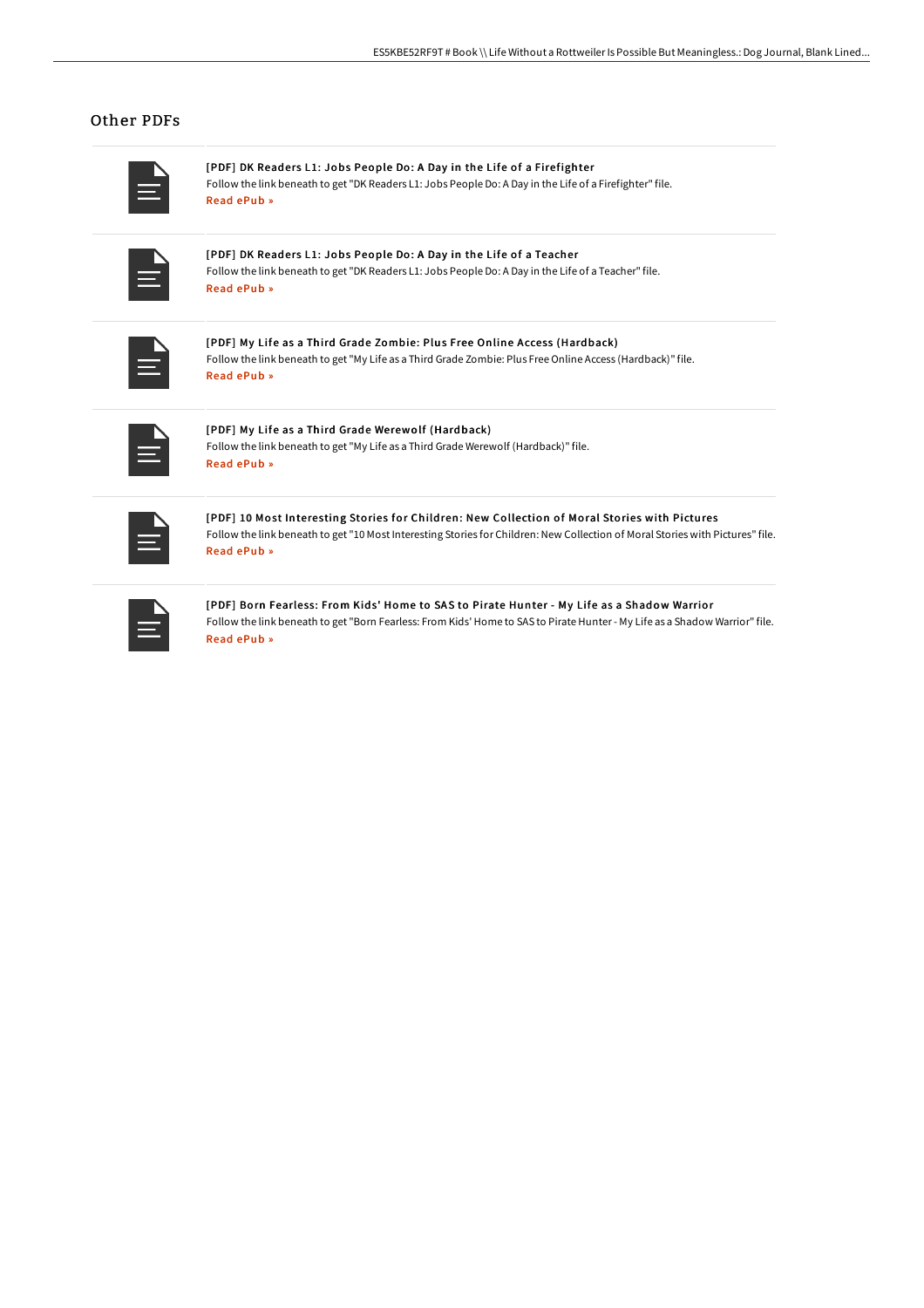## Other PDFs

**[PDF] DK Readers L1: Jobs People Do: A Day in the Life of a Firefighter**
Follow the link beneath to get "DK Readers L1: Jobs People Do: A Day in the Life of a Firefighter" file.
Read ePub »

**[PDF] DK Readers L1: Jobs People Do: A Day in the Life of a Teacher**
Follow the link beneath to get "DK Readers L1: Jobs People Do: A Day in the Life of a Teacher" file.
Read ePub »

**[PDF] My Life as a Third Grade Zombie: Plus Free Online Access (Hardback)**
Follow the link beneath to get "My Life as a Third Grade Zombie: Plus Free Online Access (Hardback)" file.
Read ePub »

**[PDF] My Life as a Third Grade Werewolf (Hardback)**
Follow the link beneath to get "My Life as a Third Grade Werewolf (Hardback)" file.
Read ePub »

**[PDF] 10 Most Interesting Stories for Children: New Collection of Moral Stories with Pictures**
Follow the link beneath to get "10 Most Interesting Stories for Children: New Collection of Moral Stories with Pictures" file.
Read ePub »

**[PDF] Born Fearless: From Kids' Home to SAS to Pirate Hunter - My Life as a Shadow Warrior**
Follow the link beneath to get "Born Fearless: From Kids' Home to SAS to Pirate Hunter - My Life as a Shadow Warrior" file.
Read ePub »